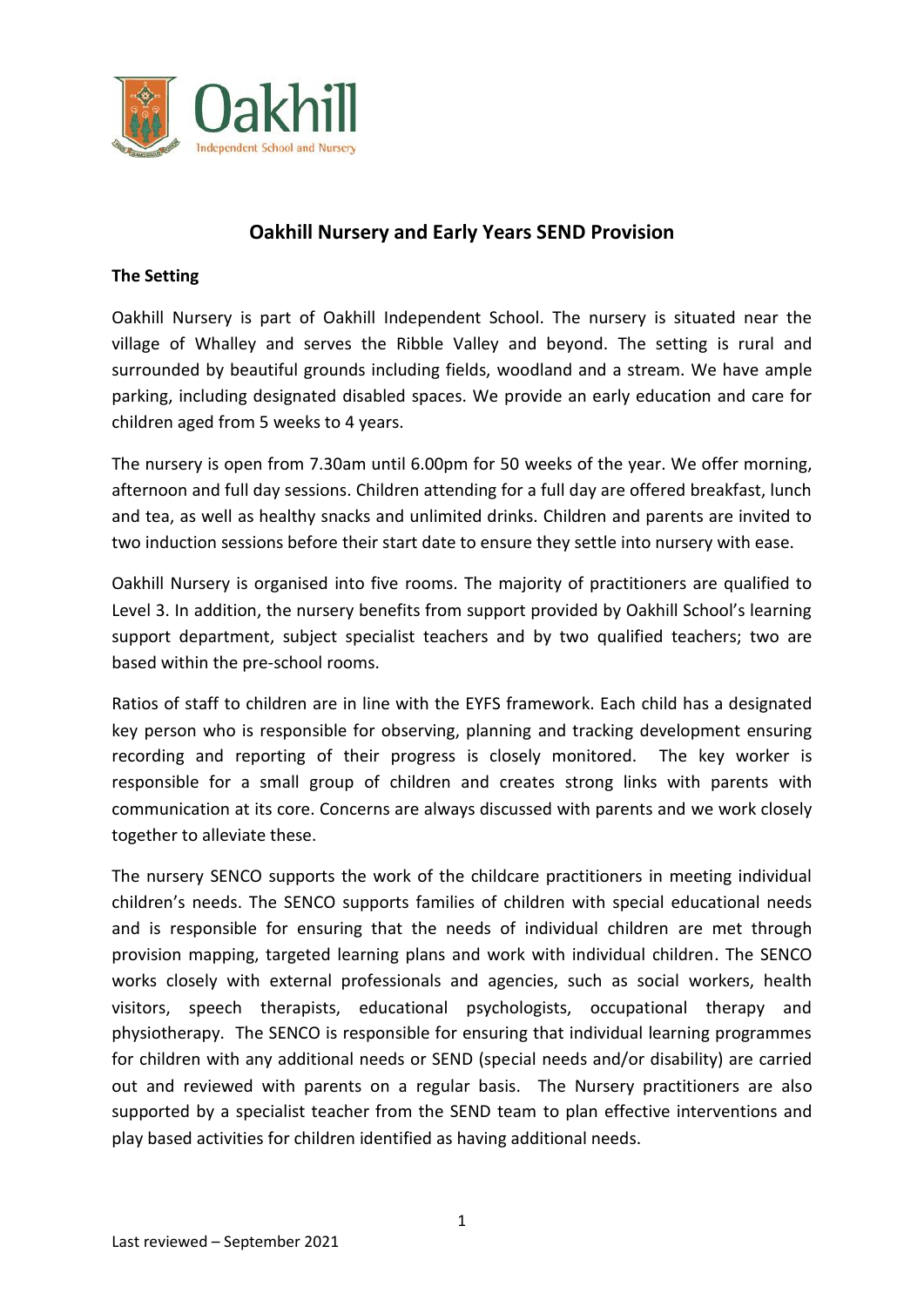Oakhill

Independent School and Nursery

# Oakhill Nursery and Early Years SEND Provision

## The Setting

Oakhill Nursery is part of Oakhill Independent School. The nursery is situated near the village of Whalley and serves the Ribble Valley and beyond. The setting is rural and surrounded by beautiful grounds including fields, woodland and a stream. We have ample parking, including designated disabled spaces. We provide an early education and care for children aged from 5 weeks to 4 years.

The nursery is open from 7.30am until 6.00pm for 50 weeks of the year. We offer morning, afternoon and full day sessions. Children attending for a full day are offered breakfast, lunch and tea, as well as healthy snacks and unlimited drinks. Children and parents are invited to two induction sessions before their start date to ensure they settle into nursery with ease.

Oakhill Nursery is organised into five rooms. The majority of practitioners are qualified to Level 3. In addition, the nursery benefits from support provided by Oakhill School's learning support department, subject specialist teachers and by two qualified teachers; two are based within the pre-school rooms.

Ratios of staff to children are in line with the EYFS framework. Each child has a designated key person who is responsible for observing, planning and tracking development ensuring recording and reporting of their progress is closely monitored. The key worker is responsible for a small group of children and creates strong links with parents with communication at its core. Concerns are always discussed with parents and we work closely together to alleviate these.

The nursery SENCO supports the work of the childcare practitioners in meeting individual children's needs. The SENCO supports families of children with special educational needs and is responsible for ensuring that the needs of individual children are met through provision mapping, targeted learning plans and work with individual children. The SENCO works closely with external professionals and agencies, such as social workers, health visitors, speech therapists, educational psychologists, occupational therapy and physiotherapy. The SENCO is responsible for ensuring that individual learning programmes for children with any additional needs or SEND (special needs and/or disability) are carried out and reviewed with parents on a regular basis. The Nursery practitioners are also supported by a specialist teacher from the SEND team to plan effective interventions and play based activities for children identified as having additional needs.

Last reviewed – September 2021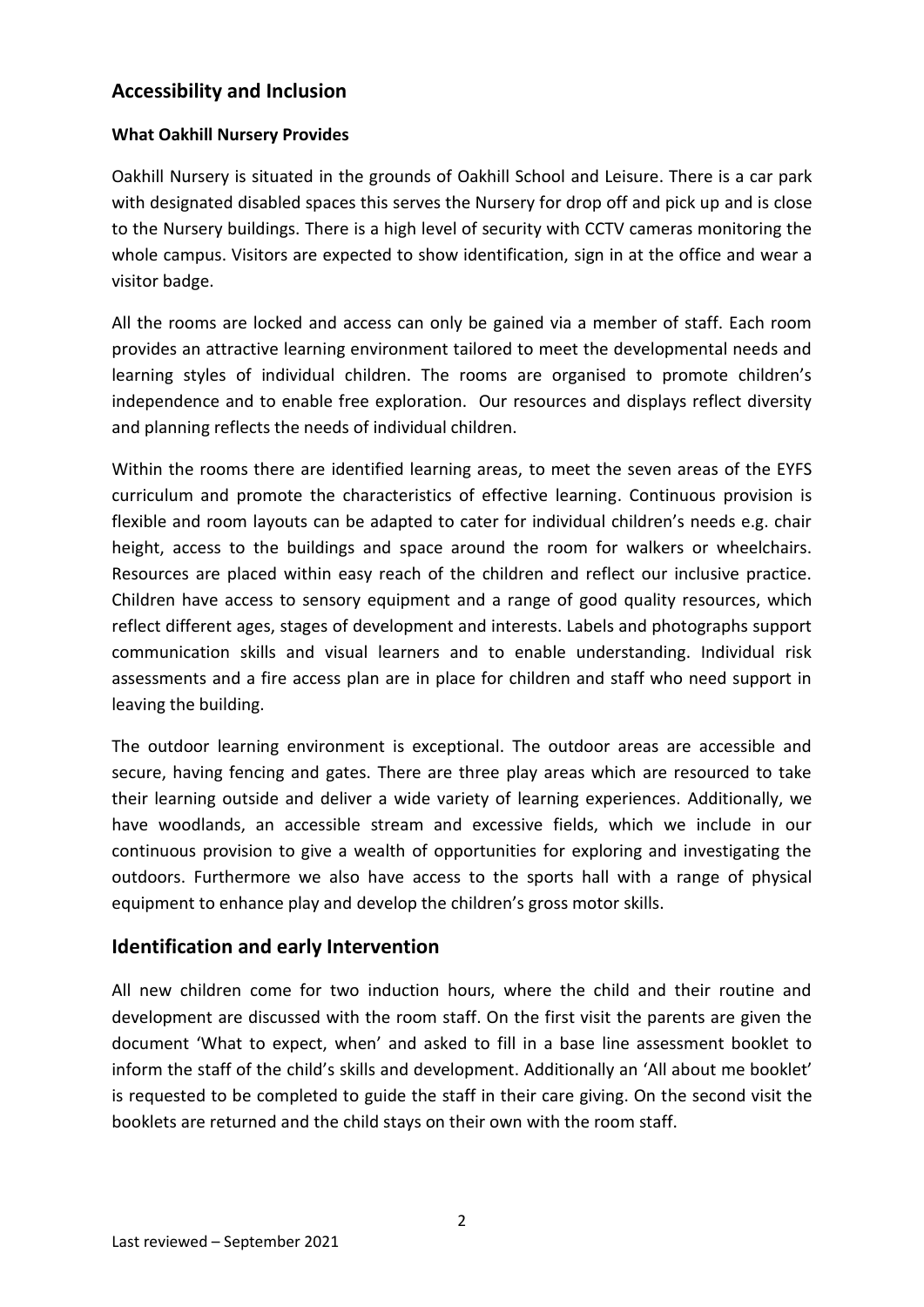## Accessibility and Inclusion

### What Oakhill Nursery Provides

Oakhill Nursery is situated in the grounds of Oakhill School and Leisure. There is a car park with designated disabled spaces this serves the Nursery for drop off and pick up and is close to the Nursery buildings. There is a high level of security with CCTV cameras monitoring the whole campus. Visitors are expected to show identification, sign in at the office and wear a visitor badge.

All the rooms are locked and access can only be gained via a member of staff. Each room provides an attractive learning environment tailored to meet the developmental needs and learning styles of individual children. The rooms are organised to promote children's independence and to enable free exploration. Our resources and displays reflect diversity and planning reflects the needs of individual children.

Within the rooms there are identified learning areas, to meet the seven areas of the EYFS curriculum and promote the characteristics of effective learning. Continuous provision is flexible and room layouts can be adapted to cater for individual children's needs e.g. chair height, access to the buildings and space around the room for walkers or wheelchairs. Resources are placed within easy reach of the children and reflect our inclusive practice. Children have access to sensory equipment and a range of good quality resources, which reflect different ages, stages of development and interests. Labels and photographs support communication skills and visual learners and to enable understanding. Individual risk assessments and a fire access plan are in place for children and staff who need support in leaving the building.

The outdoor learning environment is exceptional. The outdoor areas are accessible and secure, having fencing and gates. There are three play areas which are resourced to take their learning outside and deliver a wide variety of learning experiences. Additionally, we have woodlands, an accessible stream and excessive fields, which we include in our continuous provision to give a wealth of opportunities for exploring and investigating the outdoors. Furthermore we also have access to the sports hall with a range of physical equipment to enhance play and develop the children's gross motor skills.

## Identification and early Intervention

All new children come for two induction hours, where the child and their routine and development are discussed with the room staff. On the first visit the parents are given the document 'What to expect, when' and asked to fill in a base line assessment booklet to inform the staff of the child's skills and development. Additionally an 'All about me booklet' is requested to be completed to guide the staff in their care giving. On the second visit the booklets are returned and the child stays on their own with the room staff.

Last reviewed – September 2021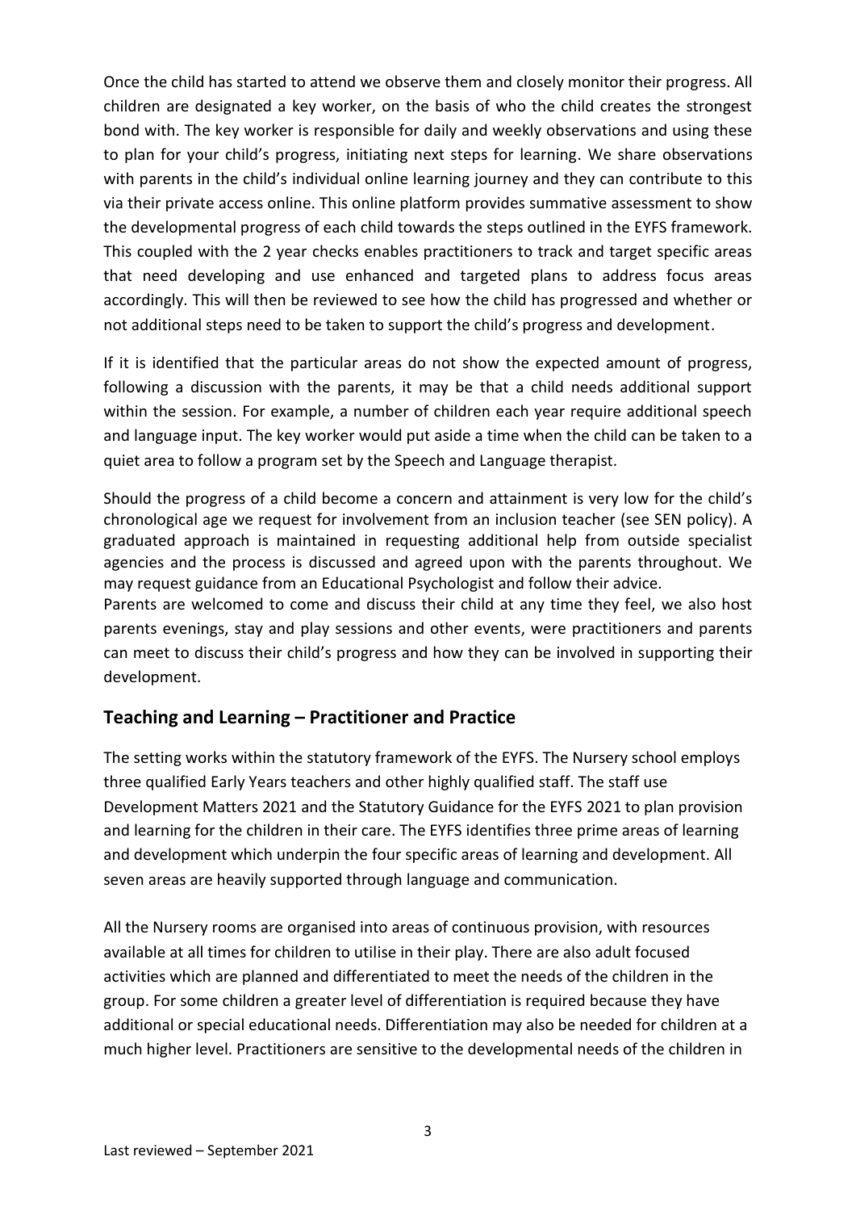Once the child has started to attend we observe them and closely monitor their progress. All children are designated a key worker, on the basis of who the child creates the strongest bond with. The key worker is responsible for daily and weekly observations and using these to plan for your child's progress, initiating next steps for learning. We share observations with parents in the child's individual online learning journey and they can contribute to this via their private access online. This online platform provides summative assessment to show the developmental progress of each child towards the steps outlined in the EYFS framework. This coupled with the 2 year checks enables practitioners to track and target specific areas that need developing and use enhanced and targeted plans to address focus areas accordingly. This will then be reviewed to see how the child has progressed and whether or not additional steps need to be taken to support the child's progress and development.

If it is identified that the particular areas do not show the expected amount of progress, following a discussion with the parents, it may be that a child needs additional support within the session. For example, a number of children each year require additional speech and language input. The key worker would put aside a time when the child can be taken to a quiet area to follow a program set by the Speech and Language therapist.

Should the progress of a child become a concern and attainment is very low for the child's chronological age we request for involvement from an inclusion teacher (see SEN policy). A graduated approach is maintained in requesting additional help from outside specialist agencies and the process is discussed and agreed upon with the parents throughout. We may request guidance from an Educational Psychologist and follow their advice.

Parents are welcomed to come and discuss their child at any time they feel, we also host parents evenings, stay and play sessions and other events, were practitioners and parents can meet to discuss their child's progress and how they can be involved in supporting their development.

## Teaching and Learning – Practitioner and Practice

The setting works within the statutory framework of the EYFS. The Nursery school employs three qualified Early Years teachers and other highly qualified staff. The staff use Development Matters 2021 and the Statutory Guidance for the EYFS 2021 to plan provision and learning for the children in their care. The EYFS identifies three prime areas of learning and development which underpin the four specific areas of learning and development. All seven areas are heavily supported through language and communication.

All the Nursery rooms are organised into areas of continuous provision, with resources available at all times for children to utilise in their play. There are also adult focused activities which are planned and differentiated to meet the needs of the children in the group. For some children a greater level of differentiation is required because they have additional or special educational needs. Differentiation may also be needed for children at a much higher level. Practitioners are sensitive to the developmental needs of the children in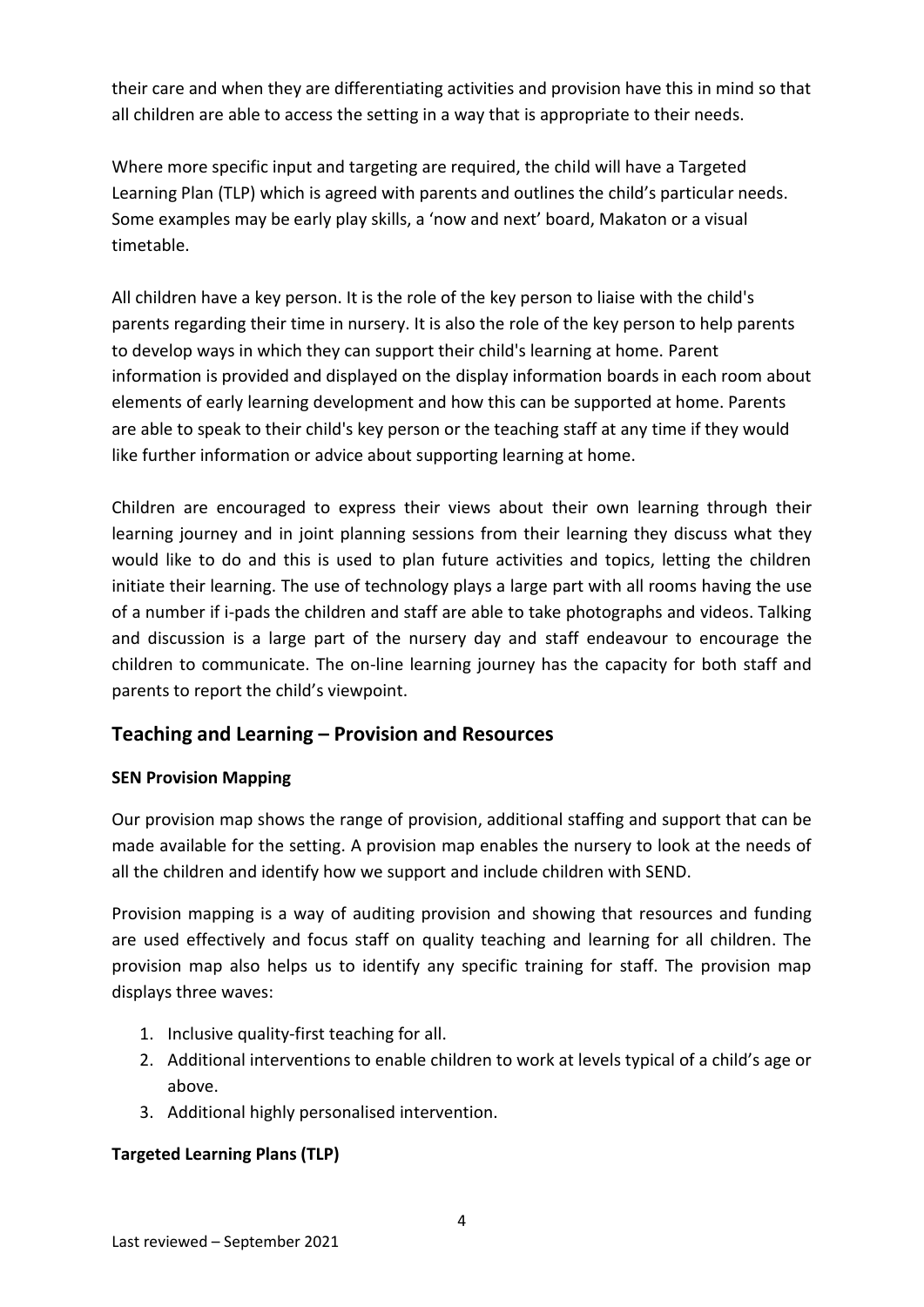their care and when they are differentiating activities and provision have this in mind so that all children are able to access the setting in a way that is appropriate to their needs.

Where more specific input and targeting are required, the child will have a Targeted Learning Plan (TLP) which is agreed with parents and outlines the child's particular needs. Some examples may be early play skills, a 'now and next' board, Makaton or a visual timetable.

All children have a key person. It is the role of the key person to liaise with the child's parents regarding their time in nursery. It is also the role of the key person to help parents to develop ways in which they can support their child's learning at home. Parent information is provided and displayed on the display information boards in each room about elements of early learning development and how this can be supported at home. Parents are able to speak to their child's key person or the teaching staff at any time if they would like further information or advice about supporting learning at home.

Children are encouraged to express their views about their own learning through their learning journey and in joint planning sessions from their learning they discuss what they would like to do and this is used to plan future activities and topics, letting the children initiate their learning. The use of technology plays a large part with all rooms having the use of a number if i-pads the children and staff are able to take photographs and videos. Talking and discussion is a large part of the nursery day and staff endeavour to encourage the children to communicate. The on-line learning journey has the capacity for both staff and parents to report the child's viewpoint.

## Teaching and Learning – Provision and Resources

**SEN Provision Mapping**

Our provision map shows the range of provision, additional staffing and support that can be made available for the setting. A provision map enables the nursery to look at the needs of all the children and identify how we support and include children with SEND.

Provision mapping is a way of auditing provision and showing that resources and funding are used effectively and focus staff on quality teaching and learning for all children. The provision map also helps us to identify any specific training for staff. The provision map displays three waves:

1. Inclusive quality-first teaching for all.
2. Additional interventions to enable children to work at levels typical of a child's age or above.
3. Additional highly personalised intervention.

**Targeted Learning Plans (TLP)**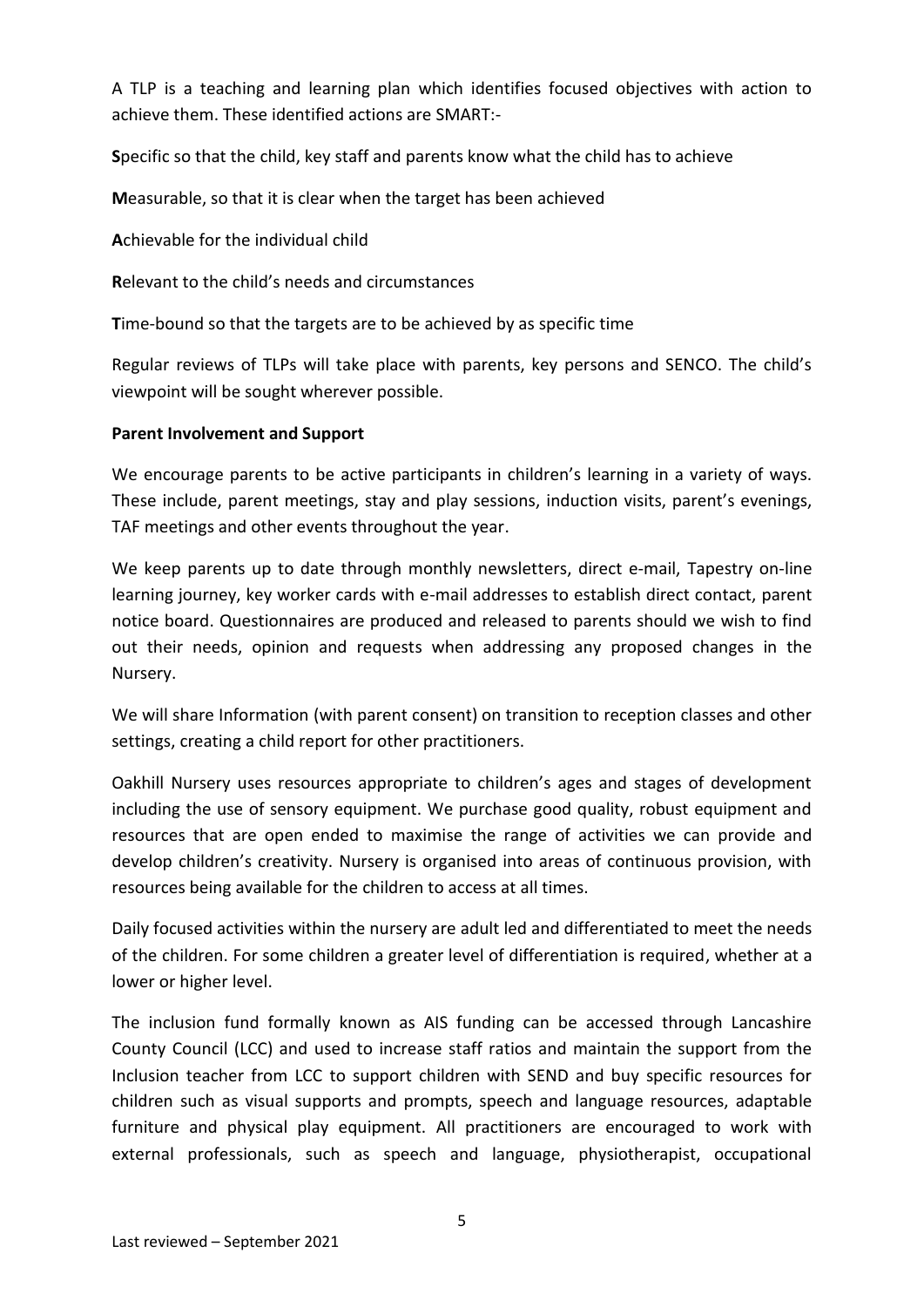A TLP is a teaching and learning plan which identifies focused objectives with action to achieve them. These identified actions are SMART:-

**S**pecific so that the child, key staff and parents know what the child has to achieve

**M**easurable, so that it is clear when the target has been achieved

**A**chievable for the individual child

**R**elevant to the child's needs and circumstances

**T**ime-bound so that the targets are to be achieved by as specific time

Regular reviews of TLPs will take place with parents, key persons and SENCO. The child's viewpoint will be sought wherever possible.

**Parent Involvement and Support**

We encourage parents to be active participants in children's learning in a variety of ways. These include, parent meetings, stay and play sessions, induction visits, parent's evenings, TAF meetings and other events throughout the year.

We keep parents up to date through monthly newsletters, direct e-mail, Tapestry on-line learning journey, key worker cards with e-mail addresses to establish direct contact, parent notice board. Questionnaires are produced and released to parents should we wish to find out their needs, opinion and requests when addressing any proposed changes in the Nursery.

We will share Information (with parent consent) on transition to reception classes and other settings, creating a child report for other practitioners.

Oakhill Nursery uses resources appropriate to children's ages and stages of development including the use of sensory equipment. We purchase good quality, robust equipment and resources that are open ended to maximise the range of activities we can provide and develop children's creativity. Nursery is organised into areas of continuous provision, with resources being available for the children to access at all times.

Daily focused activities within the nursery are adult led and differentiated to meet the needs of the children. For some children a greater level of differentiation is required, whether at a lower or higher level.

The inclusion fund formally known as AIS funding can be accessed through Lancashire County Council (LCC) and used to increase staff ratios and maintain the support from the Inclusion teacher from LCC to support children with SEND and buy specific resources for children such as visual supports and prompts, speech and language resources, adaptable furniture and physical play equipment. All practitioners are encouraged to work with external professionals, such as speech and language, physiotherapist, occupational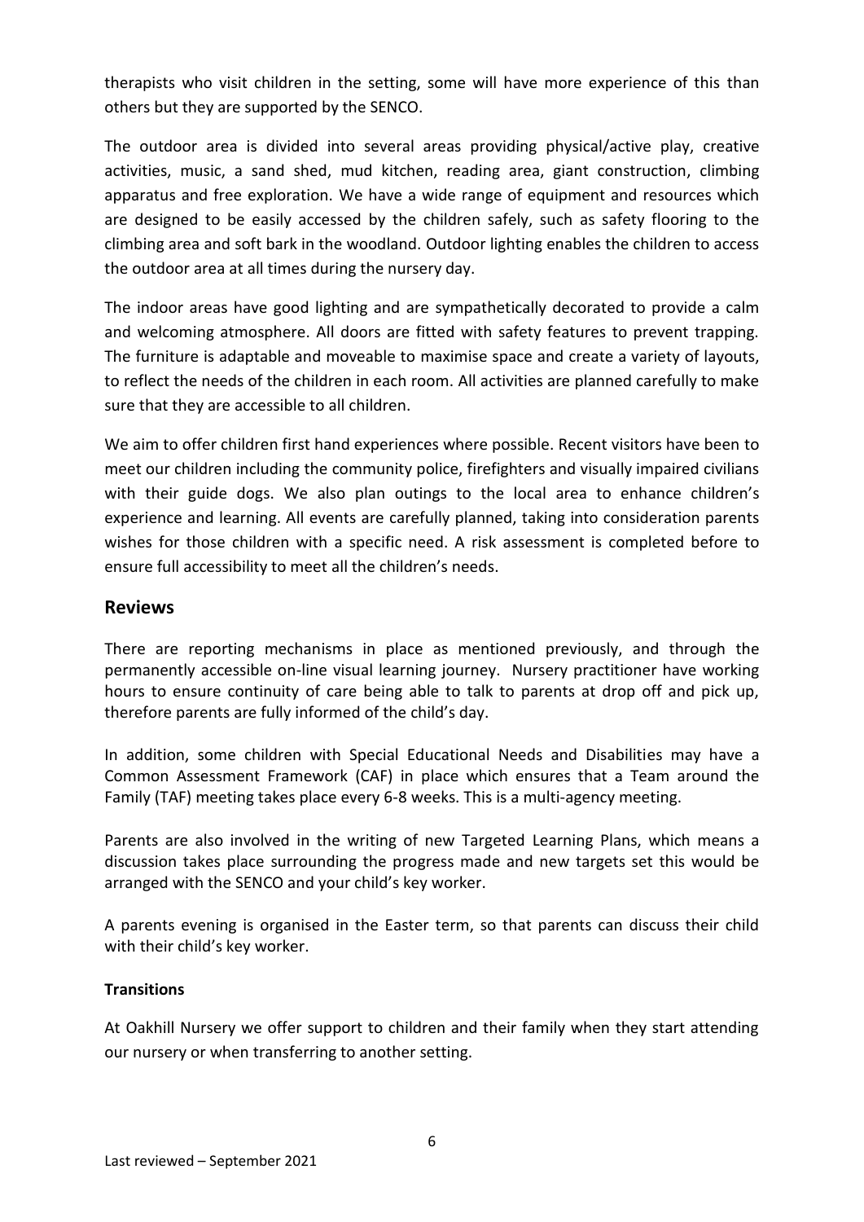therapists who visit children in the setting, some will have more experience of this than others but they are supported by the SENCO.

The outdoor area is divided into several areas providing physical/active play, creative activities, music, a sand shed, mud kitchen, reading area, giant construction, climbing apparatus and free exploration. We have a wide range of equipment and resources which are designed to be easily accessed by the children safely, such as safety flooring to the climbing area and soft bark in the woodland. Outdoor lighting enables the children to access the outdoor area at all times during the nursery day.

The indoor areas have good lighting and are sympathetically decorated to provide a calm and welcoming atmosphere. All doors are fitted with safety features to prevent trapping. The furniture is adaptable and moveable to maximise space and create a variety of layouts, to reflect the needs of the children in each room. All activities are planned carefully to make sure that they are accessible to all children.

We aim to offer children first hand experiences where possible. Recent visitors have been to meet our children including the community police, firefighters and visually impaired civilians with their guide dogs. We also plan outings to the local area to enhance children's experience and learning. All events are carefully planned, taking into consideration parents wishes for those children with a specific need. A risk assessment is completed before to ensure full accessibility to meet all the children's needs.

## Reviews

There are reporting mechanisms in place as mentioned previously, and through the permanently accessible on-line visual learning journey. Nursery practitioner have working hours to ensure continuity of care being able to talk to parents at drop off and pick up, therefore parents are fully informed of the child's day.

In addition, some children with Special Educational Needs and Disabilities may have a Common Assessment Framework (CAF) in place which ensures that a Team around the Family (TAF) meeting takes place every 6-8 weeks. This is a multi-agency meeting.

Parents are also involved in the writing of new Targeted Learning Plans, which means a discussion takes place surrounding the progress made and new targets set this would be arranged with the SENCO and your child's key worker.

A parents evening is organised in the Easter term, so that parents can discuss their child with their child's key worker.

**Transitions**

At Oakhill Nursery we offer support to children and their family when they start attending our nursery or when transferring to another setting.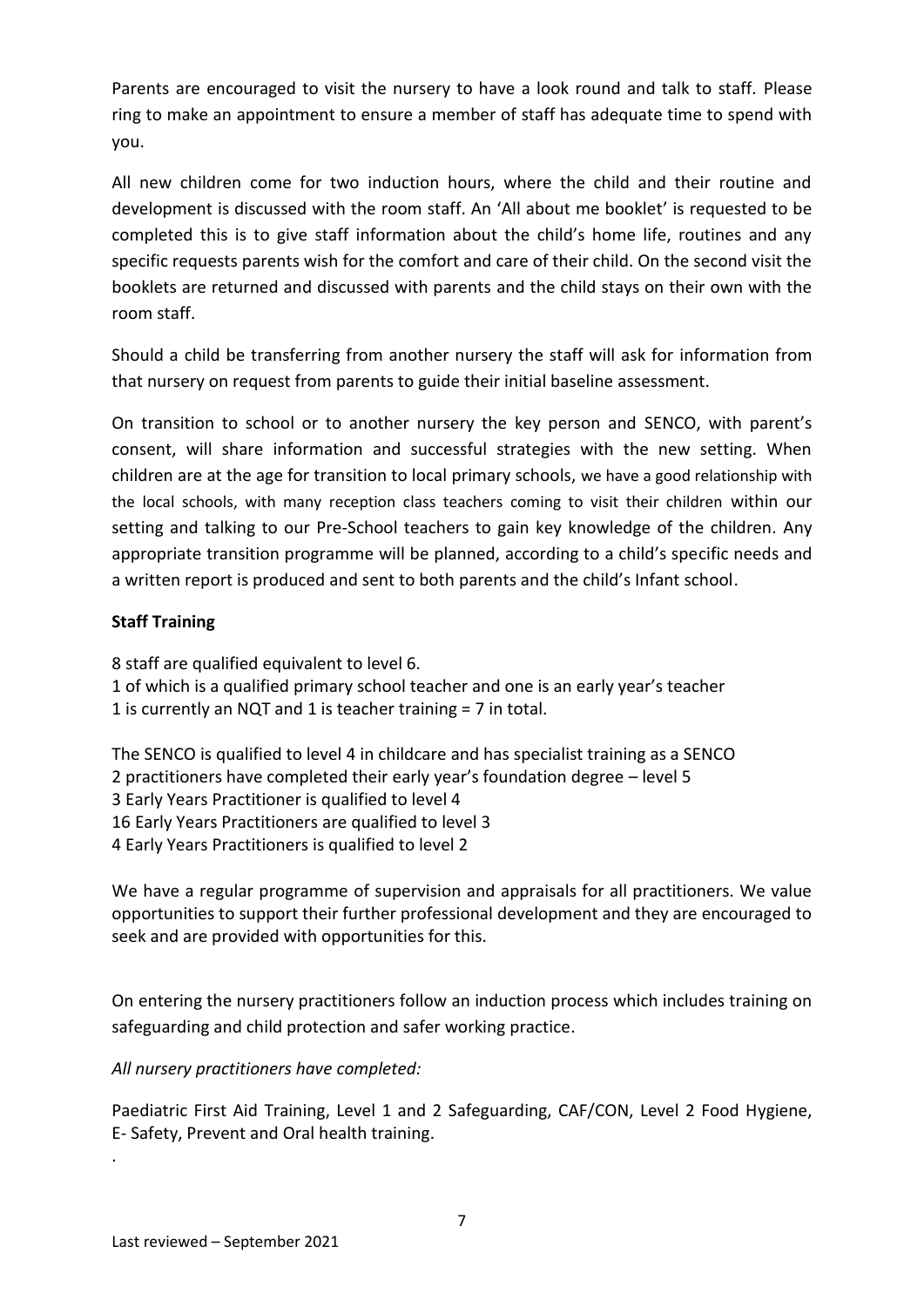Parents are encouraged to visit the nursery to have a look round and talk to staff. Please ring to make an appointment to ensure a member of staff has adequate time to spend with you.

All new children come for two induction hours, where the child and their routine and development is discussed with the room staff. An 'All about me booklet' is requested to be completed this is to give staff information about the child's home life, routines and any specific requests parents wish for the comfort and care of their child. On the second visit the booklets are returned and discussed with parents and the child stays on their own with the room staff.

Should a child be transferring from another nursery the staff will ask for information from that nursery on request from parents to guide their initial baseline assessment.

On transition to school or to another nursery the key person and SENCO, with parent's consent, will share information and successful strategies with the new setting. When children are at the age for transition to local primary schools, we have a good relationship with the local schools, with many reception class teachers coming to visit their children within our setting and talking to our Pre-School teachers to gain key knowledge of the children. Any appropriate transition programme will be planned, according to a child's specific needs and a written report is produced and sent to both parents and the child's Infant school.

**Staff Training**

8 staff are qualified equivalent to level 6.
1 of which is a qualified primary school teacher and one is an early year's teacher
1 is currently an NQT and 1 is teacher training = 7 in total.

The SENCO is qualified to level 4 in childcare and has specialist training as a SENCO
2 practitioners have completed their early year's foundation degree – level 5
3 Early Years Practitioner is qualified to level 4
16 Early Years Practitioners are qualified to level 3
4 Early Years Practitioners is qualified to level 2

We have a regular programme of supervision and appraisals for all practitioners. We value opportunities to support their further professional development and they are encouraged to seek and are provided with opportunities for this.

On entering the nursery practitioners follow an induction process which includes training on safeguarding and child protection and safer working practice.

*All nursery practitioners have completed:*

Paediatric First Aid Training, Level 1 and 2 Safeguarding, CAF/CON, Level 2 Food Hygiene, E- Safety, Prevent and Oral health training.

.

Last reviewed – September 2021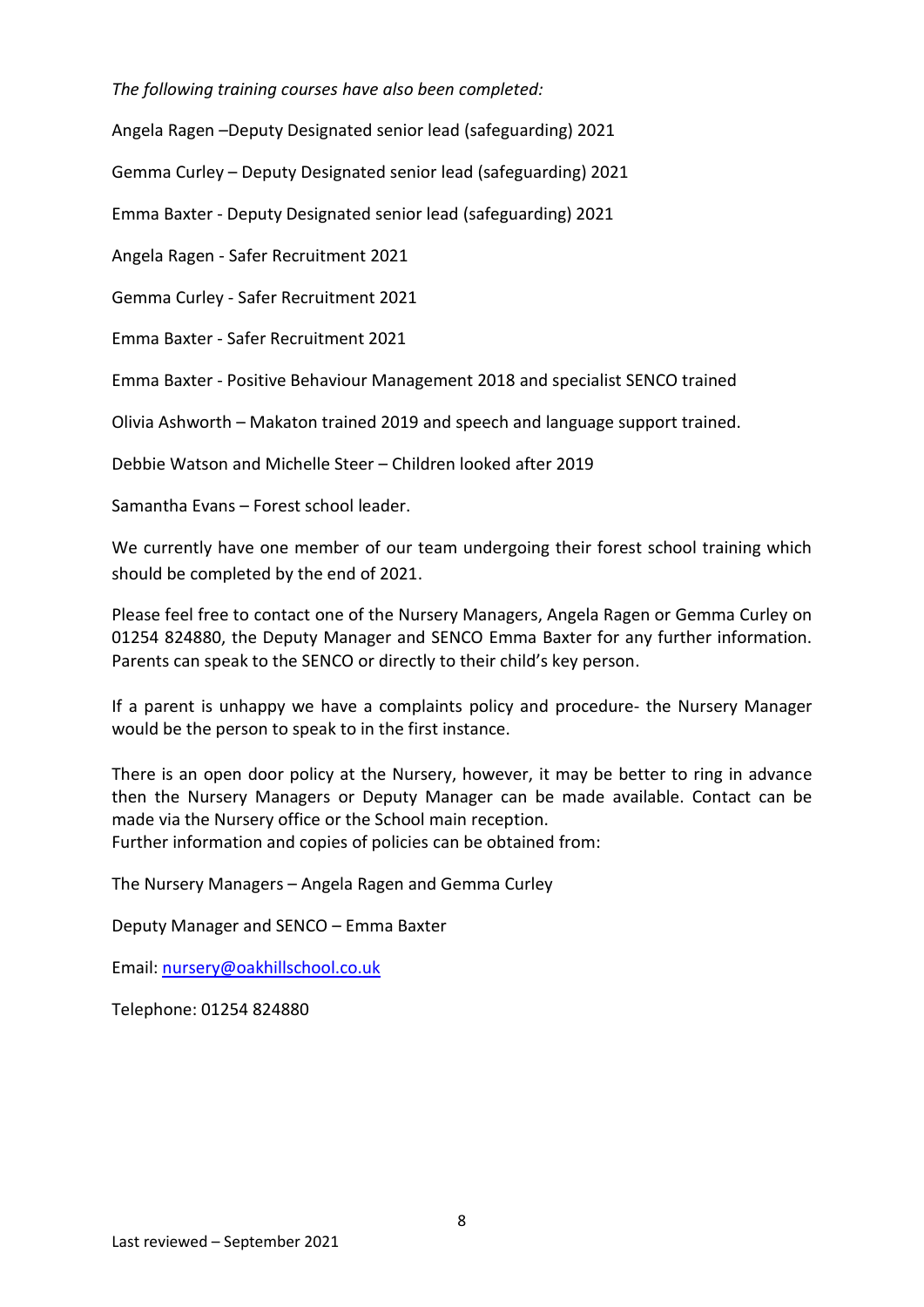*The following training courses have also been completed:*

Angela Ragen –Deputy Designated senior lead (safeguarding) 2021

Gemma Curley – Deputy Designated senior lead (safeguarding) 2021

Emma Baxter - Deputy Designated senior lead (safeguarding) 2021

Angela Ragen - Safer Recruitment 2021

Gemma Curley - Safer Recruitment 2021

Emma Baxter - Safer Recruitment 2021

Emma Baxter - Positive Behaviour Management 2018 and specialist SENCO trained

Olivia Ashworth – Makaton trained 2019 and speech and language support trained.

Debbie Watson and Michelle Steer – Children looked after 2019

Samantha Evans – Forest school leader.

We currently have one member of our team undergoing their forest school training which should be completed by the end of 2021.

Please feel free to contact one of the Nursery Managers, Angela Ragen or Gemma Curley on 01254 824880, the Deputy Manager and SENCO Emma Baxter for any further information. Parents can speak to the SENCO or directly to their child's key person.

If a parent is unhappy we have a complaints policy and procedure- the Nursery Manager would be the person to speak to in the first instance.

There is an open door policy at the Nursery, however, it may be better to ring in advance then the Nursery Managers or Deputy Manager can be made available. Contact can be made via the Nursery office or the School main reception.
Further information and copies of policies can be obtained from:

The Nursery Managers – Angela Ragen and Gemma Curley

Deputy Manager and SENCO – Emma Baxter

Email: nursery@oakhillschool.co.uk

Telephone: 01254 824880

Last reviewed – September 2021